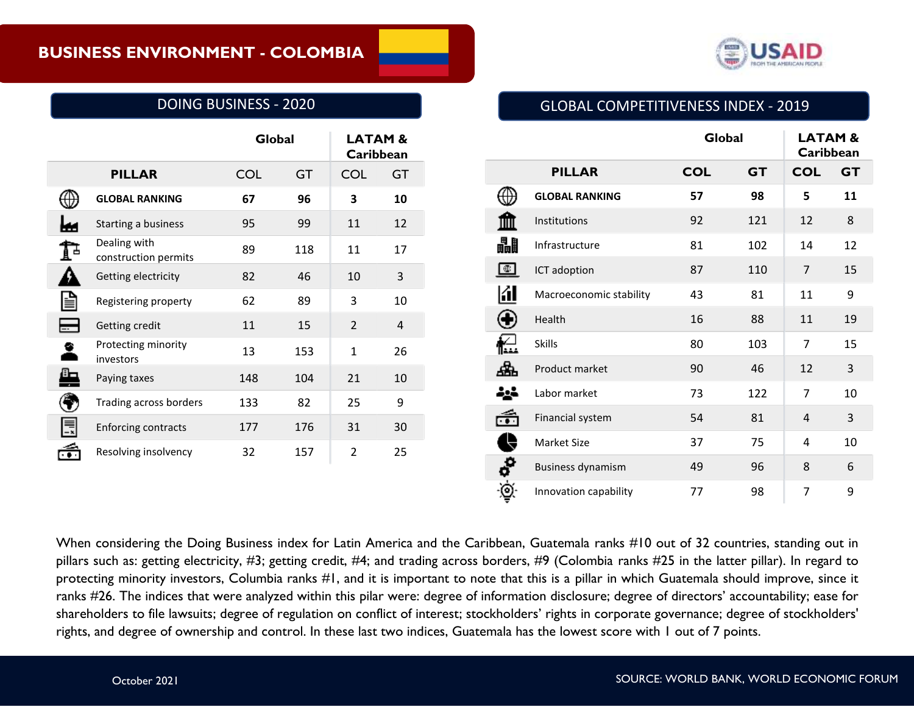# BUSINESS ENVIRONMENT - COLOMBIA

## DOING BUSINESS - 2020

| PILLAR | Global COL | Global GT | LATAM & Caribbean COL | LATAM & Caribbean GT |
|---|---|---|---|---|
| **GLOBAL RANKING** | **67** | **96** | **3** | **10** |
| Starting a business | 95 | 99 | 11 | 12 |
| Dealing with construction permits | 89 | 118 | 11 | 17 |
| Getting electricity | 82 | 46 | 10 | 3 |
| Registering property | 62 | 89 | 3 | 10 |
| Getting credit | 11 | 15 | 2 | 4 |
| Protecting minority investors | 13 | 153 | 1 | 26 |
| Paying taxes | 148 | 104 | 21 | 10 |
| Trading across borders | 133 | 82 | 25 | 9 |
| Enforcing contracts | 177 | 176 | 31 | 30 |
| Resolving insolvency | 32 | 157 | 2 | 25 |

## GLOBAL COMPETITIVENESS INDEX - 2019

| PILLAR | Global COL | Global GT | LATAM & Caribbean COL | LATAM & Caribbean GT |
|---|---|---|---|---|
| **GLOBAL RANKING** | **57** | **98** | **5** | **11** |
| Institutions | 92 | 121 | 12 | 8 |
| Infrastructure | 81 | 102 | 14 | 12 |
| ICT adoption | 87 | 110 | 7 | 15 |
| Macroeconomic stability | 43 | 81 | 11 | 9 |
| Health | 16 | 88 | 11 | 19 |
| Skills | 80 | 103 | 7 | 15 |
| Product market | 90 | 46 | 12 | 3 |
| Labor market | 73 | 122 | 7 | 10 |
| Financial system | 54 | 81 | 4 | 3 |
| Market Size | 37 | 75 | 4 | 10 |
| Business dynamism | 49 | 96 | 8 | 6 |
| Innovation capability | 77 | 98 | 7 | 9 |

When considering the Doing Business index for Latin America and the Caribbean, Guatemala ranks #10 out of 32 countries, standing out in pillars such as: getting electricity, #3; getting credit, #4; and trading across borders, #9 (Colombia ranks #25 in the latter pillar). In regard to protecting minority investors, Columbia ranks #1, and it is important to note that this is a pillar in which Guatemala should improve, since it ranks #26. The indices that were analyzed within this pilar were: degree of information disclosure; degree of directors' accountability; ease for shareholders to file lawsuits; degree of regulation on conflict of interest; stockholders' rights in corporate governance; degree of stockholders' rights, and degree of ownership and control. In these last two indices, Guatemala has the lowest score with 1 out of 7 points.

October 2021

SOURCE: WORLD BANK, WORLD ECONOMIC FORUM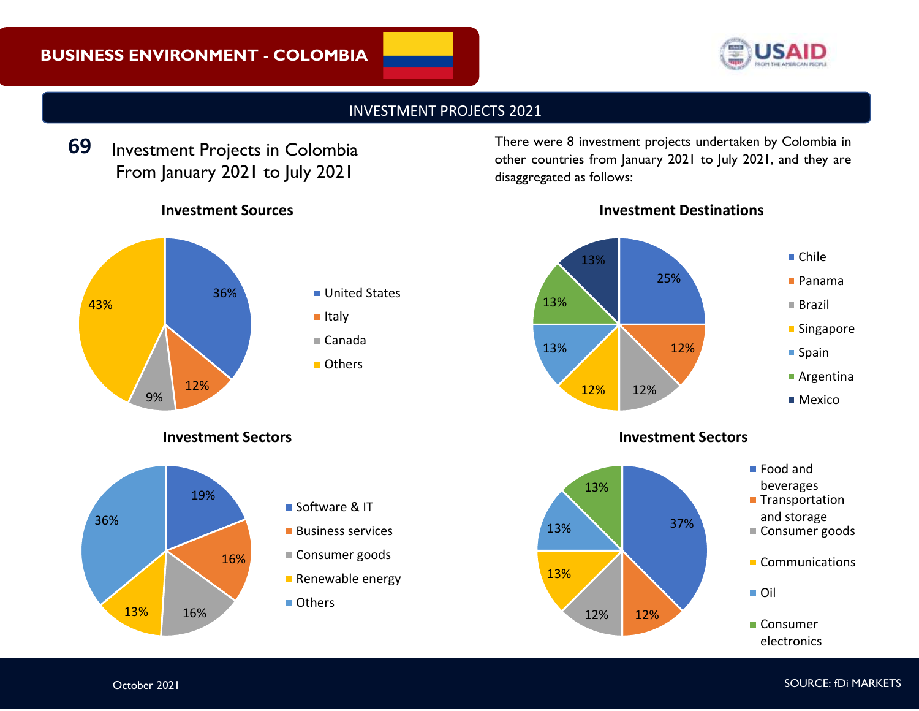# BUSINESS ENVIRONMENT - COLOMBIA

## INVESTMENT PROJECTS 2021

**69** Investment Projects in Colombia From January 2021 to July 2021

### Investment Sources

| Source | Share |
|---|---|
| United States | 36% |
| Italy | 12% |
| Canada | 9% |
| Others | 43% |

### Investment Sectors

| Sector | Share |
|---|---|
| Software & IT | 19% |
| Business services | 16% |
| Consumer goods | 16% |
| Renewable energy | 13% |
| Others | 36% |

There were 8 investment projects undertaken by Colombia in other countries from January 2021 to July 2021, and they are disaggregated as follows:

### Investment Destinations

| Destination | Share |
|---|---|
| Chile | 25% |
| Panama | 12% |
| Brazil | 12% |
| Singapore | 12% |
| Spain | 13% |
| Argentina | 13% |
| Mexico | 13% |

### Investment Sectors

| Sector | Share |
|---|---|
| Food and beverages | 37% |
| Transportation and storage | 12% |
| Consumer goods | 12% |
| Communications | 13% |
| Oil | 13% |
| Consumer electronics | 13% |

October 2021

SOURCE: fDi MARKETS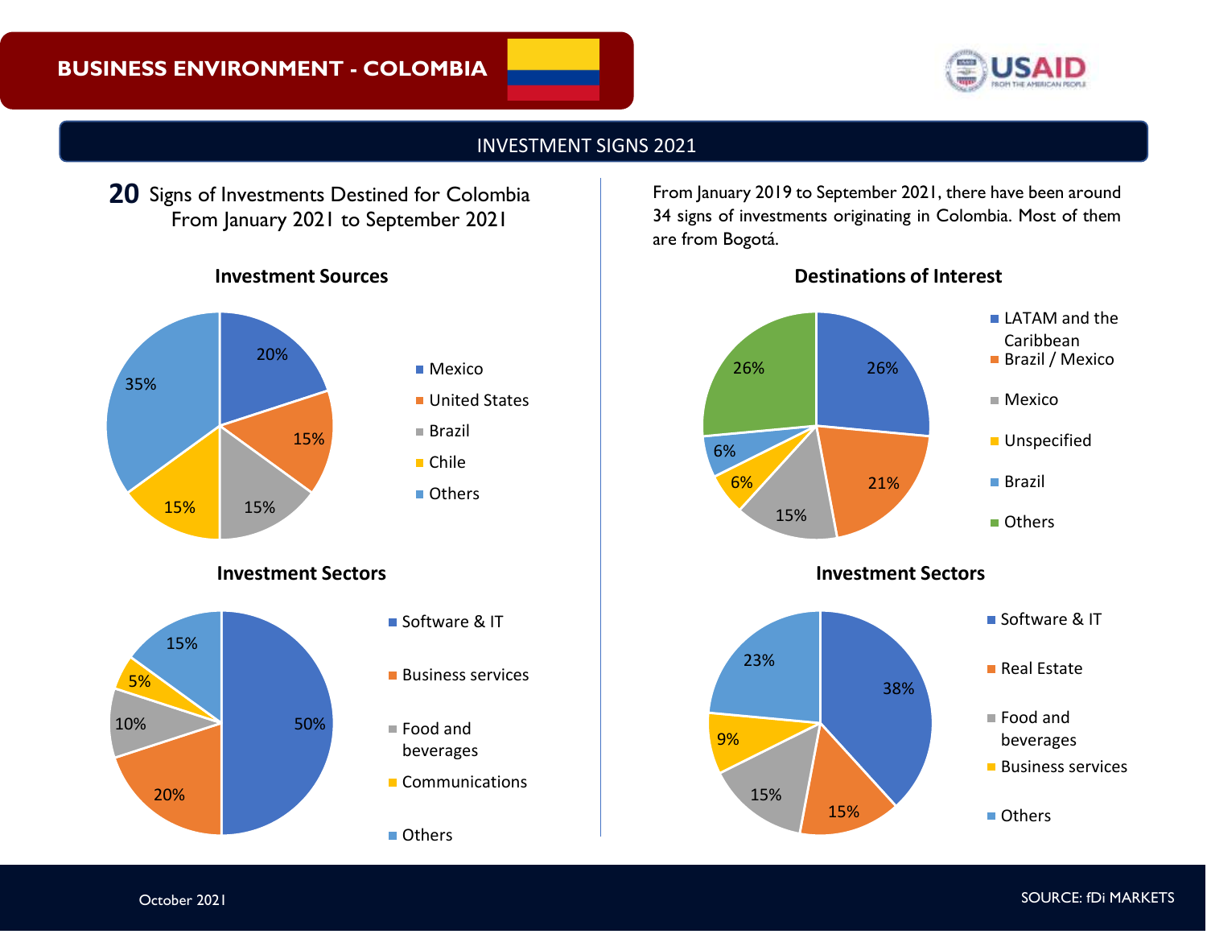# BUSINESS ENVIRONMENT - COLOMBIA

## INVESTMENT SIGNS 2021

**20** Signs of Investments Destined for Colombia From January 2021 to September 2021

### Investment Sources

| Source | Share |
|---|---|
| Mexico | 20% |
| United States | 15% |
| Brazil | 15% |
| Chile | 15% |
| Others | 35% |

### Investment Sectors

| Sector | Share |
|---|---|
| Software & IT | 50% |
| Business services | 20% |
| Food and beverages | 10% |
| Communications | 5% |
| Others | 15% |

From January 2019 to September 2021, there have been around 34 signs of investments originating in Colombia. Most of them are from Bogotá.

### Destinations of Interest

| Destination | Share |
|---|---|
| LATAM and the Caribbean | 26% |
| Brazil / Mexico | 21% |
| Mexico | 15% |
| Unspecified | 6% |
| Brazil | 6% |
| Others | 26% |

### Investment Sectors

| Sector | Share |
|---|---|
| Software & IT | 38% |
| Real Estate | 15% |
| Food and beverages | 15% |
| Business services | 9% |
| Others | 23% |

October 2021

SOURCE: fDi MARKETS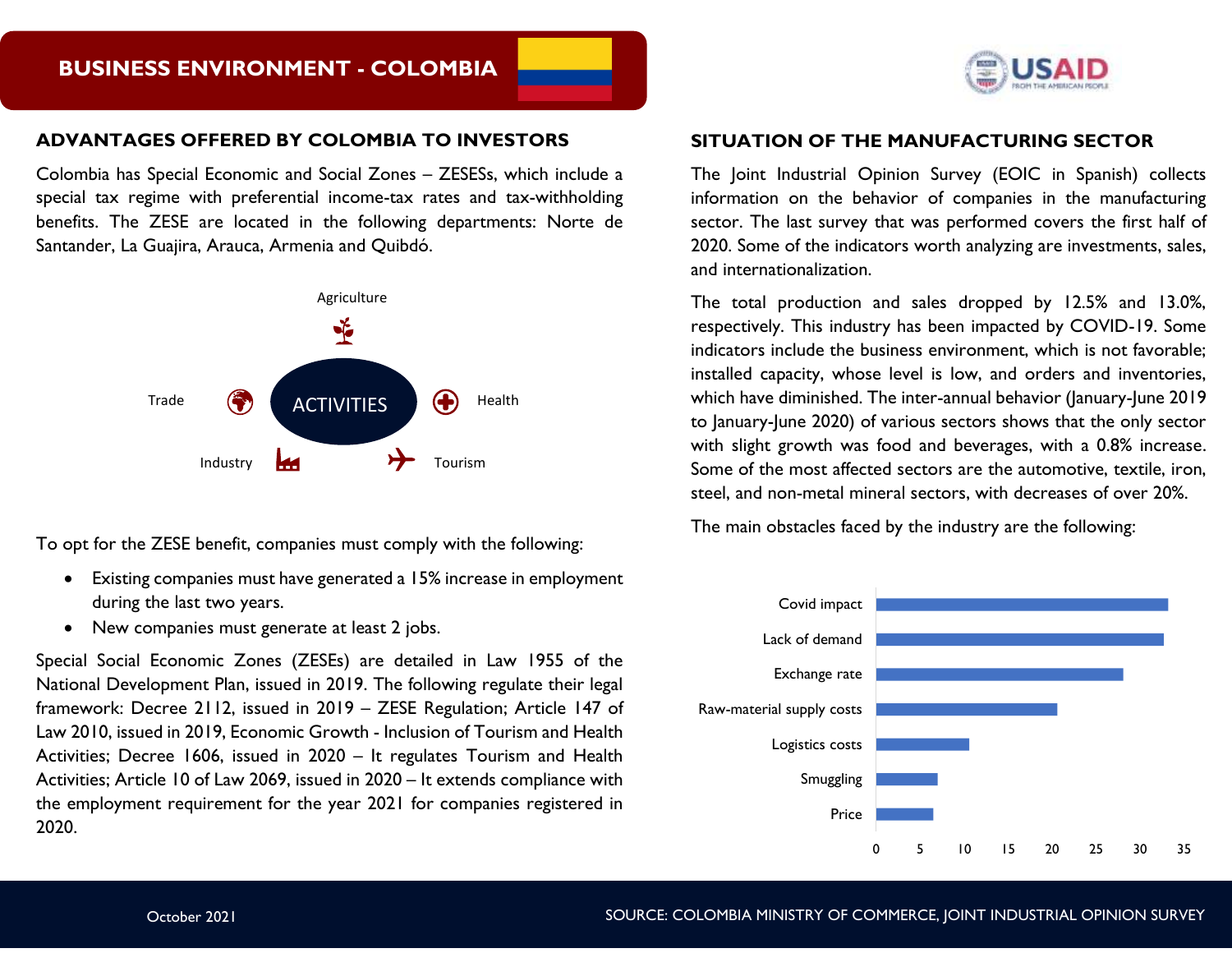# BUSINESS ENVIRONMENT - COLOMBIA

## ADVANTAGES OFFERED BY COLOMBIA TO INVESTORS

Colombia has Special Economic and Social Zones – ZESESs, which include a special tax regime with preferential income-tax rates and tax-withholding benefits. The ZESE are located in the following departments: Norte de Santander, La Guajira, Arauca, Armenia and Quibdó.

ACTIVITIES: Agriculture, Health, Tourism, Industry, Trade

To opt for the ZESE benefit, companies must comply with the following:

- Existing companies must have generated a 15% increase in employment during the last two years.
- New companies must generate at least 2 jobs.

Special Social Economic Zones (ZESEs) are detailed in Law 1955 of the National Development Plan, issued in 2019. The following regulate their legal framework: Decree 2112, issued in 2019 – ZESE Regulation; Article 147 of Law 2010, issued in 2019, Economic Growth - Inclusion of Tourism and Health Activities; Decree 1606, issued in 2020 – It regulates Tourism and Health Activities; Article 10 of Law 2069, issued in 2020 – It extends compliance with the employment requirement for the year 2021 for companies registered in 2020.

## SITUATION OF THE MANUFACTURING SECTOR

The Joint Industrial Opinion Survey (EOIC in Spanish) collects information on the behavior of companies in the manufacturing sector. The last survey that was performed covers the first half of 2020. Some of the indicators worth analyzing are investments, sales, and internationalization.

The total production and sales dropped by 12.5% and 13.0%, respectively. This industry has been impacted by COVID-19. Some indicators include the business environment, which is not favorable; installed capacity, whose level is low, and orders and inventories, which have diminished. The inter-annual behavior (January-June 2019 to January-June 2020) of various sectors shows that the only sector with slight growth was food and beverages, with a 0.8% increase. Some of the most affected sectors are the automotive, textile, iron, steel, and non-metal mineral sectors, with decreases of over 20%.

The main obstacles faced by the industry are the following:

| Obstacle | Value (approx.) |
|---|---|
| Covid impact | 33 |
| Lack of demand | 33 |
| Exchange rate | 28 |
| Raw-material supply costs | 21 |
| Logistics costs | 11 |
| Smuggling | 7 |
| Price | 6.5 |

October 2021

SOURCE: COLOMBIA MINISTRY OF COMMERCE, JOINT INDUSTRIAL OPINION SURVEY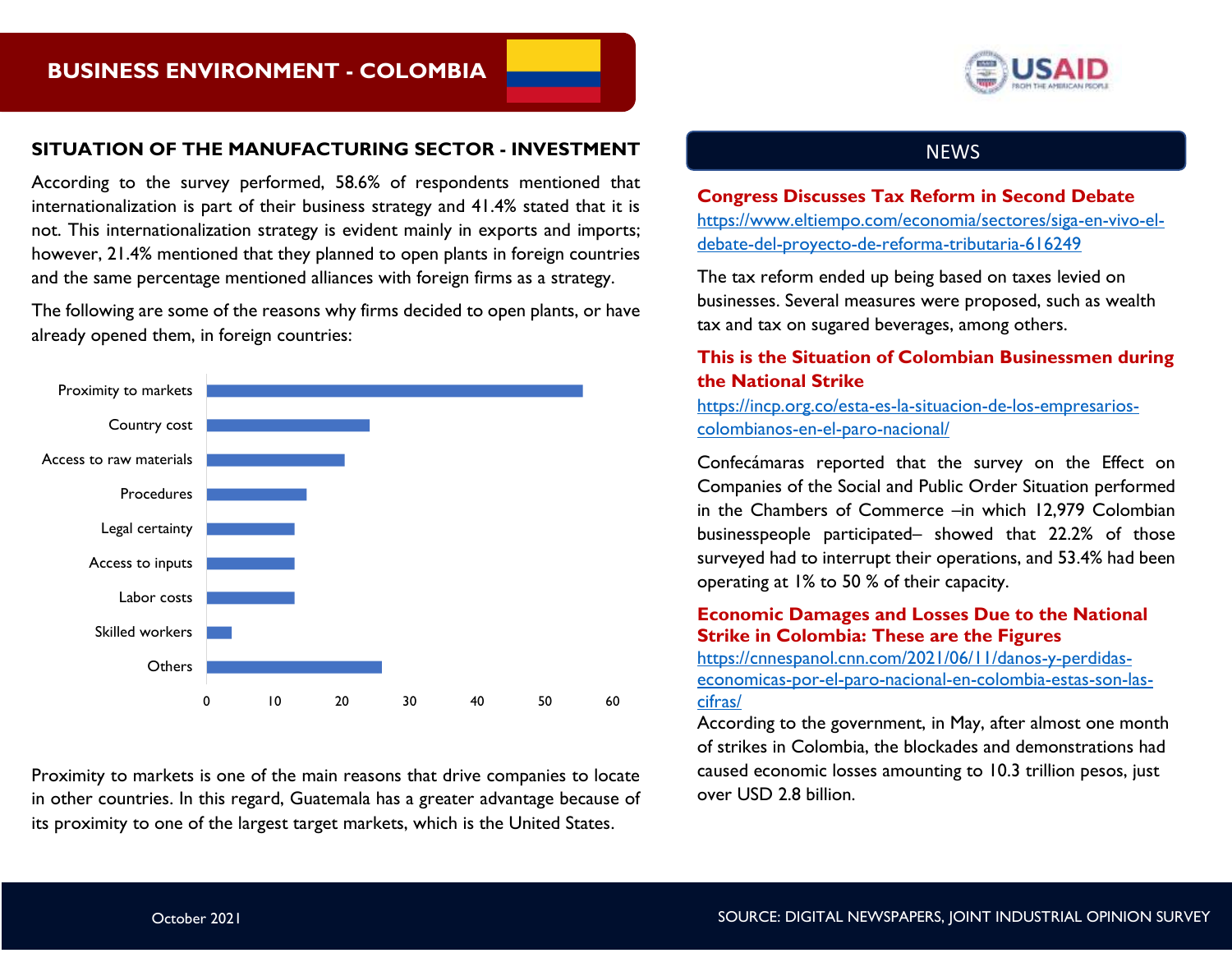# BUSINESS ENVIRONMENT - COLOMBIA

## SITUATION OF THE MANUFACTURING SECTOR - INVESTMENT

According to the survey performed, 58.6% of respondents mentioned that internationalization is part of their business strategy and 41.4% stated that it is not. This internationalization strategy is evident mainly in exports and imports; however, 21.4% mentioned that they planned to open plants in foreign countries and the same percentage mentioned alliances with foreign firms as a strategy.

The following are some of the reasons why firms decided to open plants, or have already opened them, in foreign countries:

Proximity to markets
Country cost
Access to raw materials
Procedures
Legal certainty
Access to inputs
Labor costs
Skilled workers
Others

0 10 20 30 40 50 60

Proximity to markets is one of the main reasons that drive companies to locate in other countries. In this regard, Guatemala has a greater advantage because of its proximity to one of the largest target markets, which is the United States.

## NEWS

### Congress Discusses Tax Reform in Second Debate

https://www.eltiempo.com/economia/sectores/siga-en-vivo-el-debate-del-proyecto-de-reforma-tributaria-616249

The tax reform ended up being based on taxes levied on businesses. Several measures were proposed, such as wealth tax and tax on sugared beverages, among others.

### This is the Situation of Colombian Businessmen during the National Strike

https://incp.org.co/esta-es-la-situacion-de-los-empresarios-colombianos-en-el-paro-nacional/

Confecámaras reported that the survey on the Effect on Companies of the Social and Public Order Situation performed in the Chambers of Commerce –in which 12,979 Colombian businesspeople participated– showed that 22.2% of those surveyed had to interrupt their operations, and 53.4% had been operating at 1% to 50 % of their capacity.

### Economic Damages and Losses Due to the National Strike in Colombia: These are the Figures

https://cnnespanol.cnn.com/2021/06/11/danos-y-perdidas-economicas-por-el-paro-nacional-en-colombia-estas-son-las-cifras/

According to the government, in May, after almost one month of strikes in Colombia, the blockades and demonstrations had caused economic losses amounting to 10.3 trillion pesos, just over USD 2.8 billion.

October 2021

SOURCE: DIGITAL NEWSPAPERS, JOINT INDUSTRIAL OPINION SURVEY